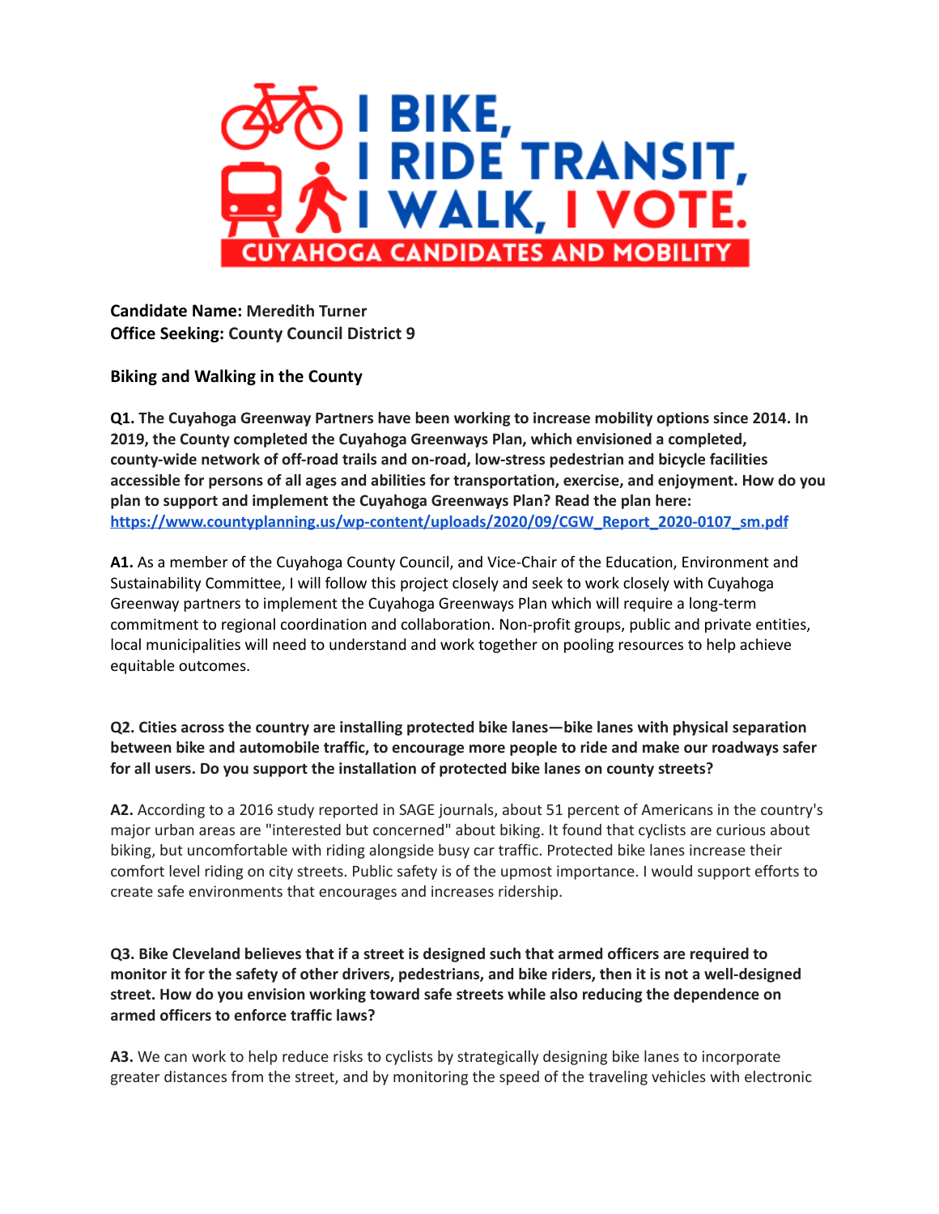# I BIKE, I RIDE TRANSIT, I WALK, I VOTE.

## CUYAHOGA CANDIDATES AND MOBILITY

**Candidate Name:** Meredith Turner
**Office Seeking:** County Council District 9

**Biking and Walking in the County**

**Q1. The Cuyahoga Greenway Partners have been working to increase mobility options since 2014. In 2019, the County completed the Cuyahoga Greenways Plan, which envisioned a completed, county-wide network of off-road trails and on-road, low-stress pedestrian and bicycle facilities accessible for persons of all ages and abilities for transportation, exercise, and enjoyment. How do you plan to support and implement the Cuyahoga Greenways Plan? Read the plan here: https://www.countyplanning.us/wp-content/uploads/2020/09/CGW_Report_2020-0107_sm.pdf**

**A1.** As a member of the Cuyahoga County Council, and Vice-Chair of the Education, Environment and Sustainability Committee, I will follow this project closely and seek to work closely with Cuyahoga Greenway partners to implement the Cuyahoga Greenways Plan which will require a long-term commitment to regional coordination and collaboration. Non-profit groups, public and private entities, local municipalities will need to understand and work together on pooling resources to help achieve equitable outcomes.

**Q2. Cities across the country are installing protected bike lanes—bike lanes with physical separation between bike and automobile traffic, to encourage more people to ride and make our roadways safer for all users. Do you support the installation of protected bike lanes on county streets?**

**A2.** According to a 2016 study reported in SAGE journals, about 51 percent of Americans in the country's major urban areas are "interested but concerned" about biking. It found that cyclists are curious about biking, but uncomfortable with riding alongside busy car traffic. Protected bike lanes increase their comfort level riding on city streets. Public safety is of the upmost importance. I would support efforts to create safe environments that encourages and increases ridership.

**Q3. Bike Cleveland believes that if a street is designed such that armed officers are required to monitor it for the safety of other drivers, pedestrians, and bike riders, then it is not a well-designed street. How do you envision working toward safe streets while also reducing the dependence on armed officers to enforce traffic laws?**

**A3.** We can work to help reduce risks to cyclists by strategically designing bike lanes to incorporate greater distances from the street, and by monitoring the speed of the traveling vehicles with electronic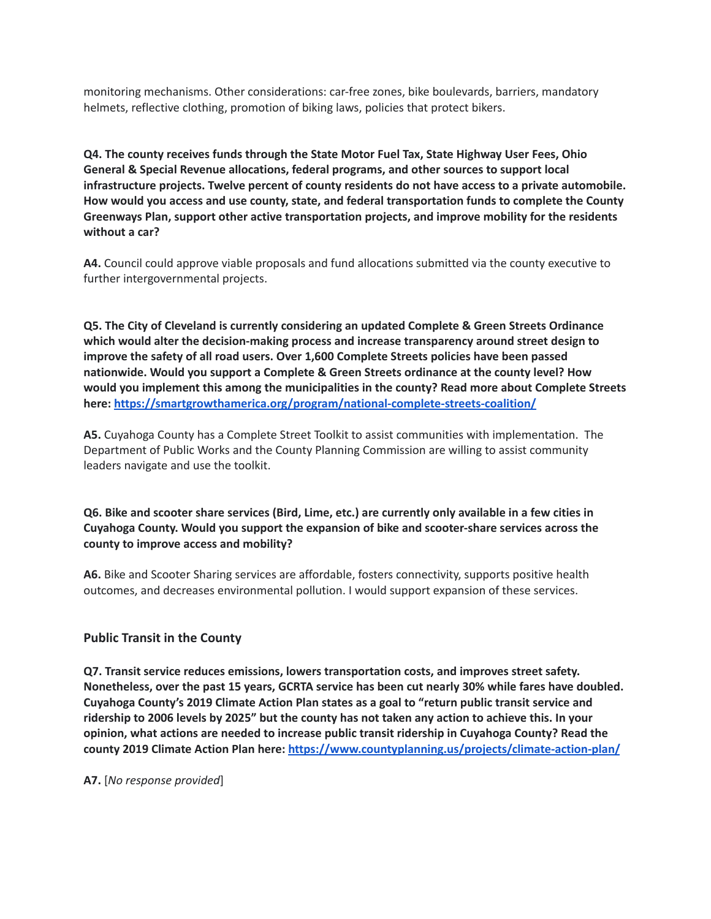monitoring mechanisms. Other considerations: car-free zones, bike boulevards, barriers, mandatory helmets, reflective clothing, promotion of biking laws, policies that protect bikers.

**Q4. The county receives funds through the State Motor Fuel Tax, State Highway User Fees, Ohio General & Special Revenue allocations, federal programs, and other sources to support local infrastructure projects. Twelve percent of county residents do not have access to a private automobile. How would you access and use county, state, and federal transportation funds to complete the County Greenways Plan, support other active transportation projects, and improve mobility for the residents without a car?**

**A4.** Council could approve viable proposals and fund allocations submitted via the county executive to further intergovernmental projects.

**Q5. The City of Cleveland is currently considering an updated Complete & Green Streets Ordinance which would alter the decision-making process and increase transparency around street design to improve the safety of all road users. Over 1,600 Complete Streets policies have been passed nationwide. Would you support a Complete & Green Streets ordinance at the county level? How would you implement this among the municipalities in the county? Read more about Complete Streets here: https://smartgrowthamerica.org/program/national-complete-streets-coalition/**

**A5.** Cuyahoga County has a Complete Street Toolkit to assist communities with implementation. The Department of Public Works and the County Planning Commission are willing to assist community leaders navigate and use the toolkit.

**Q6. Bike and scooter share services (Bird, Lime, etc.) are currently only available in a few cities in Cuyahoga County. Would you support the expansion of bike and scooter-share services across the county to improve access and mobility?**

**A6.** Bike and Scooter Sharing services are affordable, fosters connectivity, supports positive health outcomes, and decreases environmental pollution. I would support expansion of these services.

### Public Transit in the County

**Q7. Transit service reduces emissions, lowers transportation costs, and improves street safety. Nonetheless, over the past 15 years, GCRTA service has been cut nearly 30% while fares have doubled. Cuyahoga County's 2019 Climate Action Plan states as a goal to "return public transit service and ridership to 2006 levels by 2025" but the county has not taken any action to achieve this. In your opinion, what actions are needed to increase public transit ridership in Cuyahoga County? Read the county 2019 Climate Action Plan here: https://www.countyplanning.us/projects/climate-action-plan/**

**A7.** [*No response provided*]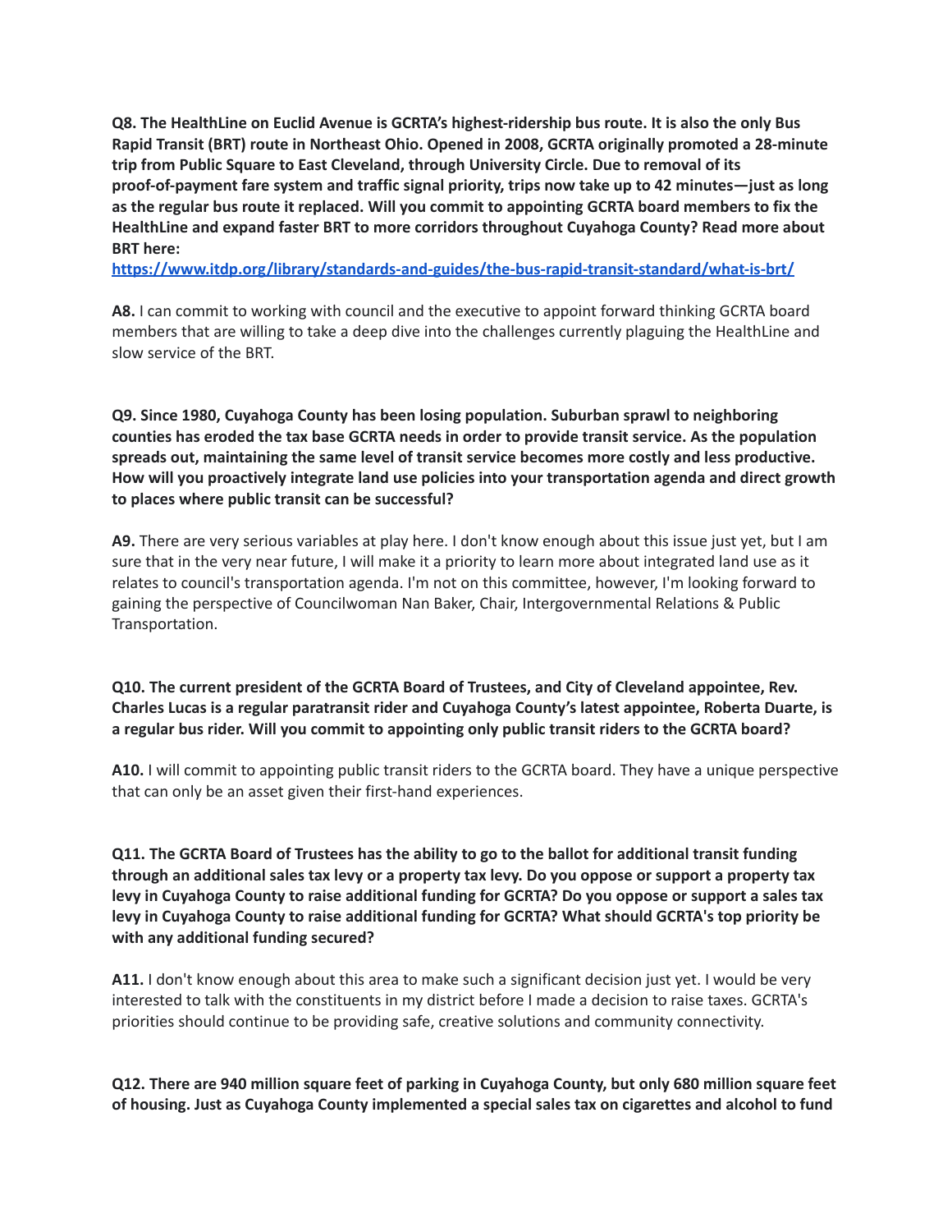**Q8. The HealthLine on Euclid Avenue is GCRTA's highest-ridership bus route. It is also the only Bus Rapid Transit (BRT) route in Northeast Ohio. Opened in 2008, GCRTA originally promoted a 28-minute trip from Public Square to East Cleveland, through University Circle. Due to removal of its proof-of-payment fare system and traffic signal priority, trips now take up to 42 minutes—just as long as the regular bus route it replaced. Will you commit to appointing GCRTA board members to fix the HealthLine and expand faster BRT to more corridors throughout Cuyahoga County? Read more about BRT here:**
**[https://www.itdp.org/library/standards-and-guides/the-bus-rapid-transit-standard/what-is-brt/](https://www.itdp.org/library/standards-and-guides/the-bus-rapid-transit-standard/what-is-brt/)**

**A8.** I can commit to working with council and the executive to appoint forward thinking GCRTA board members that are willing to take a deep dive into the challenges currently plaguing the HealthLine and slow service of the BRT.

**Q9. Since 1980, Cuyahoga County has been losing population. Suburban sprawl to neighboring counties has eroded the tax base GCRTA needs in order to provide transit service. As the population spreads out, maintaining the same level of transit service becomes more costly and less productive. How will you proactively integrate land use policies into your transportation agenda and direct growth to places where public transit can be successful?**

**A9.** There are very serious variables at play here. I don't know enough about this issue just yet, but I am sure that in the very near future, I will make it a priority to learn more about integrated land use as it relates to council's transportation agenda. I'm not on this committee, however, I'm looking forward to gaining the perspective of Councilwoman Nan Baker, Chair, Intergovernmental Relations & Public Transportation.

**Q10. The current president of the GCRTA Board of Trustees, and City of Cleveland appointee, Rev. Charles Lucas is a regular paratransit rider and Cuyahoga County's latest appointee, Roberta Duarte, is a regular bus rider. Will you commit to appointing only public transit riders to the GCRTA board?**

**A10.** I will commit to appointing public transit riders to the GCRTA board. They have a unique perspective that can only be an asset given their first-hand experiences.

**Q11. The GCRTA Board of Trustees has the ability to go to the ballot for additional transit funding through an additional sales tax levy or a property tax levy. Do you oppose or support a property tax levy in Cuyahoga County to raise additional funding for GCRTA? Do you oppose or support a sales tax levy in Cuyahoga County to raise additional funding for GCRTA? What should GCRTA's top priority be with any additional funding secured?**

**A11.** I don't know enough about this area to make such a significant decision just yet. I would be very interested to talk with the constituents in my district before I made a decision to raise taxes. GCRTA's priorities should continue to be providing safe, creative solutions and community connectivity.

**Q12. There are 940 million square feet of parking in Cuyahoga County, but only 680 million square feet of housing. Just as Cuyahoga County implemented a special sales tax on cigarettes and alcohol to fund**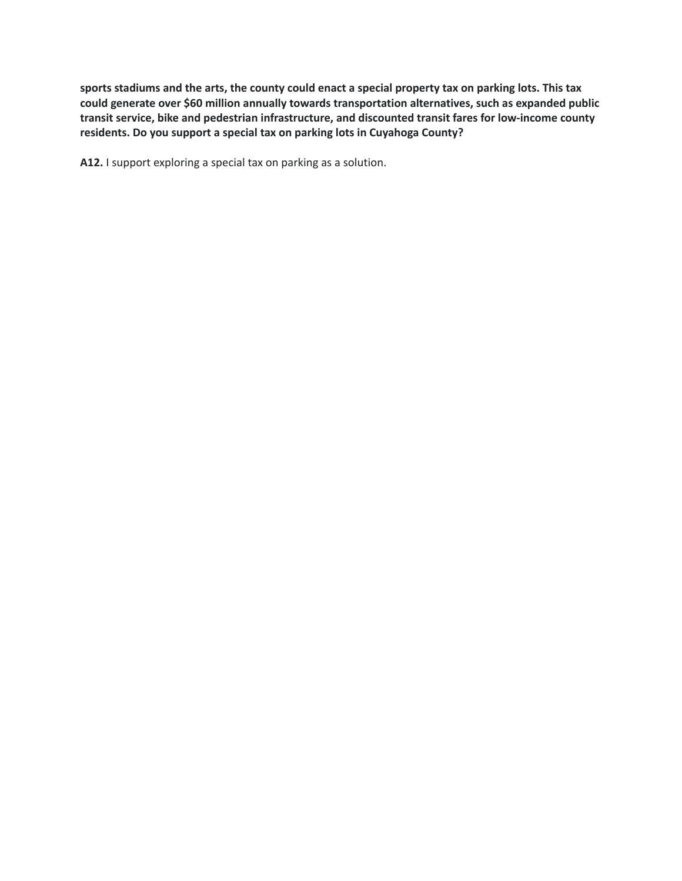**sports stadiums and the arts, the county could enact a special property tax on parking lots. This tax could generate over $60 million annually towards transportation alternatives, such as expanded public transit service, bike and pedestrian infrastructure, and discounted transit fares for low-income county residents. Do you support a special tax on parking lots in Cuyahoga County?**

**A12.** I support exploring a special tax on parking as a solution.